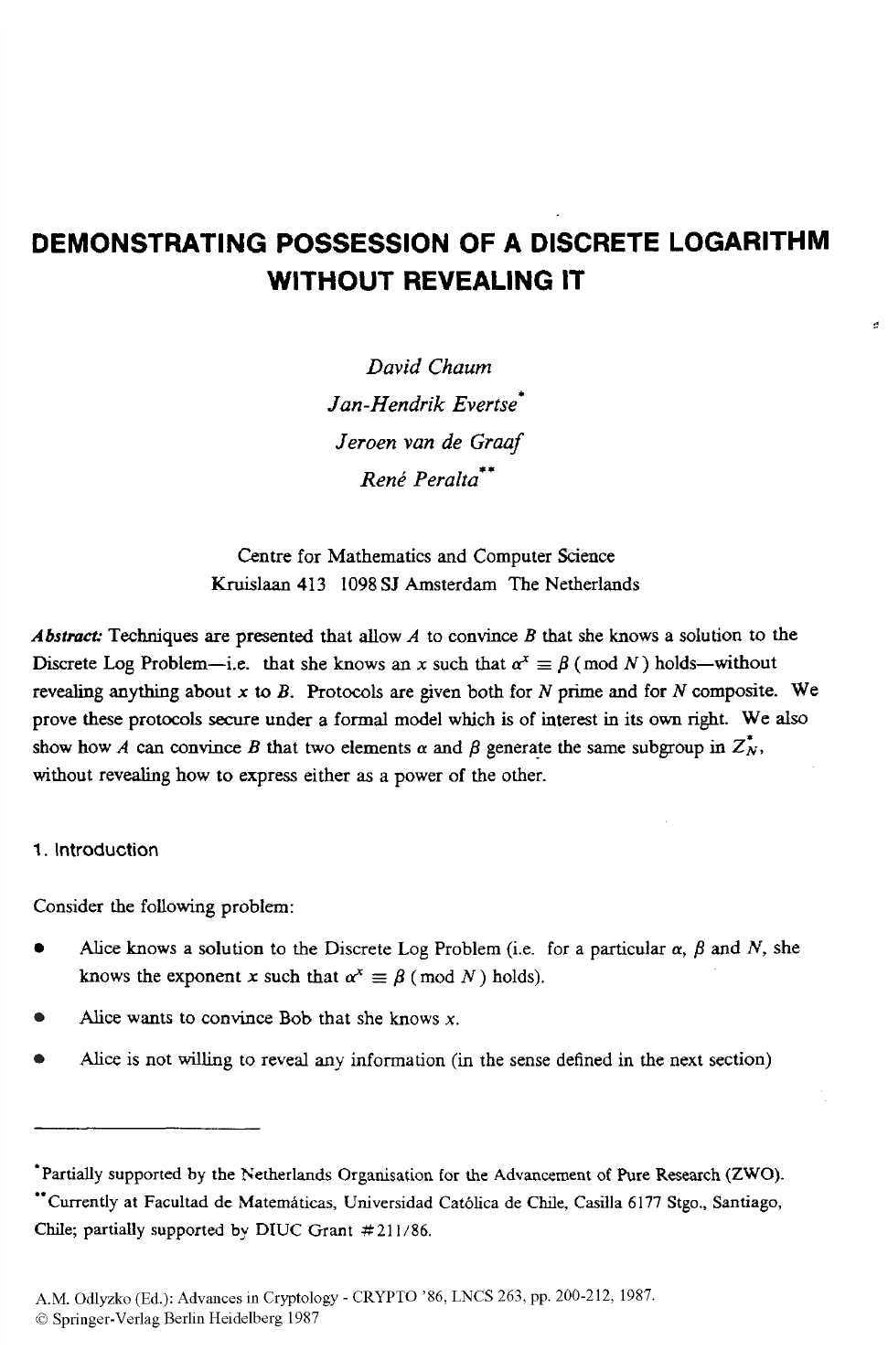# DEMONSTRATING POSSESSION OF A DISCRETE LOGARITHM WITHOUT REVEALING IT

*David Chaum*

*Jan-Hendrik Evertse*[*]

*Jeroen van de Graaf*

*René Peralta*[**]

Centre for Mathematics and Computer Science
Kruislaan 413 1098 SJ Amsterdam The Netherlands

***Abstract:*** Techniques are presented that allow $A$ to convince $B$ that she knows a solution to the Discrete Log Problem—i.e. that she knows an $x$ such that $\alpha^x \equiv \beta \pmod N$ holds—without revealing anything about $x$ to $B$. Protocols are given both for $N$ prime and for $N$ composite. We prove these protocols secure under a formal model which is of interest in its own right. We also show how $A$ can convince $B$ that two elements $\alpha$ and $\beta$ generate the same subgroup in $Z_N^*$, without revealing how to express either as a power of the other.

## 1. Introduction

Consider the following problem:

- Alice knows a solution to the Discrete Log Problem (i.e. for a particular $\alpha$, $\beta$ and $N$, she knows the exponent $x$ such that $\alpha^x \equiv \beta \pmod N$ holds).
- Alice wants to convince Bob that she knows $x$.
- Alice is not willing to reveal any information (in the sense defined in the next section)

---

[*] Partially supported by the Netherlands Organisation for the Advancement of Pure Research (ZWO).

[**] Currently at Facultad de Matemáticas, Universidad Católica de Chile, Casilla 6177 Stgo., Santiago, Chile; partially supported by DIUC Grant #211/86.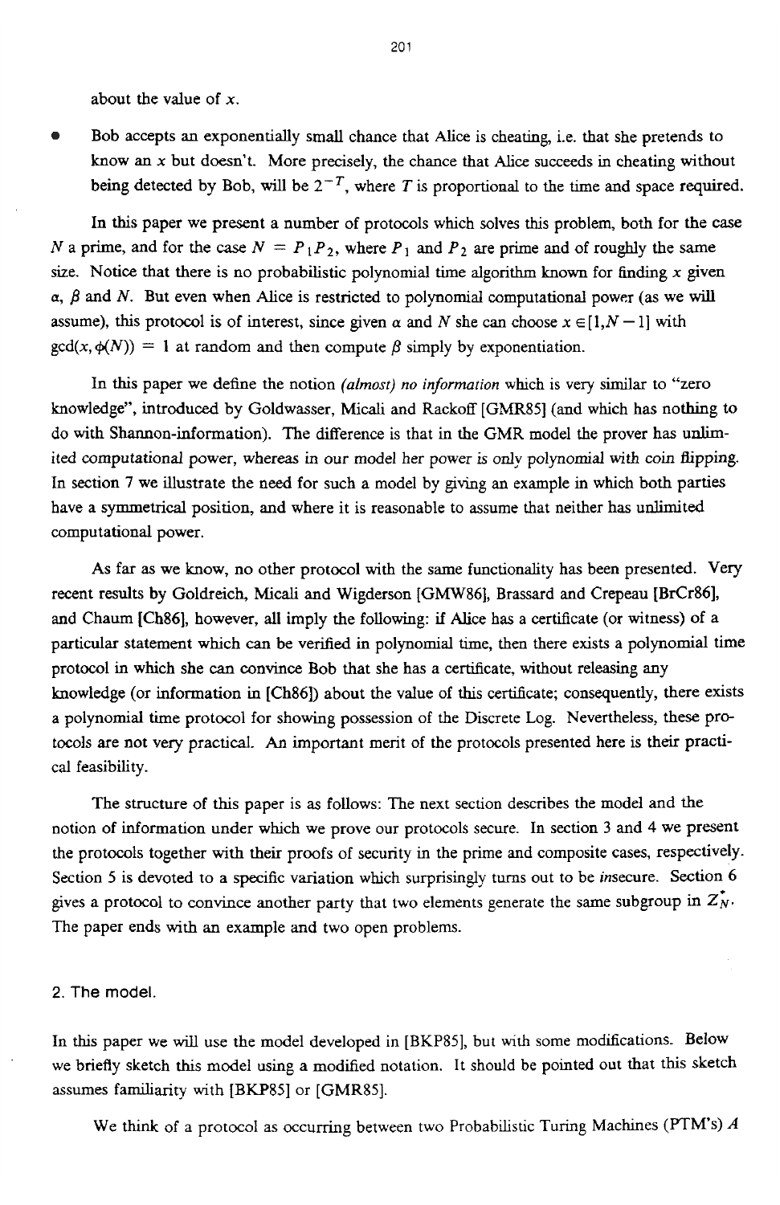about the value of $x$.

- Bob accepts an exponentially small chance that Alice is cheating, i.e. that she pretends to know an $x$ but doesn't. More precisely, the chance that Alice succeeds in cheating without being detected by Bob, will be $2^{-T}$, where $T$ is proportional to the time and space required.

In this paper we present a number of protocols which solves this problem, both for the case $N$ a prime, and for the case $N = P_1 P_2$, where $P_1$ and $P_2$ are prime and of roughly the same size. Notice that there is no probabilistic polynomial time algorithm known for finding $x$ given $\alpha$, $\beta$ and $N$. But even when Alice is restricted to polynomial computational power (as we will assume), this protocol is of interest, since given $\alpha$ and $N$ she can choose $x \in [1, N-1]$ with $\gcd(x, \phi(N)) = 1$ at random and then compute $\beta$ simply by exponentiation.

In this paper we define the notion *(almost) no information* which is very similar to "zero knowledge", introduced by Goldwasser, Micali and Rackoff [GMR85] (and which has nothing to do with Shannon-information). The difference is that in the GMR model the prover has unlimited computational power, whereas in our model her power is only polynomial with coin flipping. In section 7 we illustrate the need for such a model by giving an example in which both parties have a symmetrical position, and where it is reasonable to assume that neither has unlimited computational power.

As far as we know, no other protocol with the same functionality has been presented. Very recent results by Goldreich, Micali and Wigderson [GMW86], Brassard and Crepeau [BrCr86], and Chaum [Ch86], however, all imply the following: if Alice has a certificate (or witness) of a particular statement which can be verified in polynomial time, then there exists a polynomial time protocol in which she can convince Bob that she has a certificate, without releasing any knowledge (or information in [Ch86]) about the value of this certificate; consequently, there exists a polynomial time protocol for showing possession of the Discrete Log. Nevertheless, these protocols are not very practical. An important merit of the protocols presented here is their practical feasibility.

The structure of this paper is as follows: The next section describes the model and the notion of information under which we prove our protocols secure. In section 3 and 4 we present the protocols together with their proofs of security in the prime and composite cases, respectively. Section 5 is devoted to a specific variation which surprisingly turns out to be *in*secure. Section 6 gives a protocol to convince another party that two elements generate the same subgroup in $Z_N^*$. The paper ends with an example and two open problems.

## 2. The model.

In this paper we will use the model developed in [BKP85], but with some modifications. Below we briefly sketch this model using a modified notation. It should be pointed out that this sketch assumes familiarity with [BKP85] or [GMR85].

We think of a protocol as occurring between two Probabilistic Turing Machines (PTM's) $A$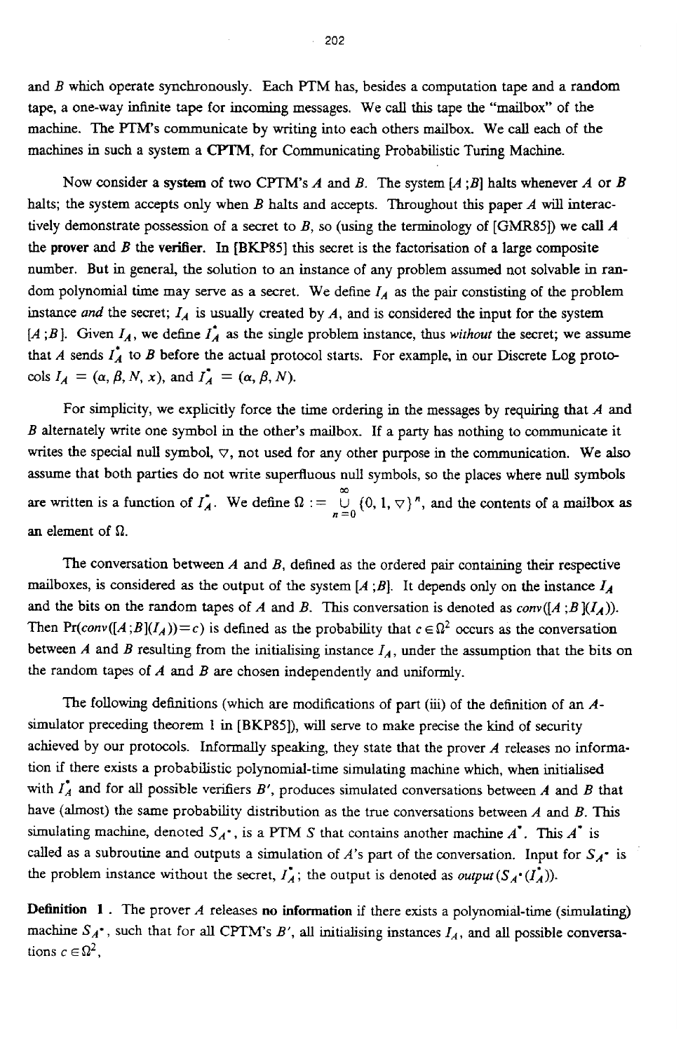and $B$ which operate synchronously. Each PTM has, besides a computation tape and a random tape, a one-way infinite tape for incoming messages. We call this tape the "mailbox" of the machine. The PTM's communicate by writing into each others mailbox. We call each of the machines in such a system a **CPTM**, for Communicating Probabilistic Turing Machine.

Now consider a **system** of two CPTM's $A$ and $B$. The system $[A\,;B]$ halts whenever $A$ or $B$ halts; the system accepts only when $B$ halts and accepts. Throughout this paper $A$ will interactively demonstrate possession of a secret to $B$, so (using the terminology of [GMR85]) we call $A$ the **prover** and $B$ the **verifier.** In [BKP85] this secret is the factorisation of a large composite number. But in general, the solution to an instance of any problem assumed not solvable in random polynomial time may serve as a secret. We define $I_A$ as the pair constisting of the problem instance *and* the secret; $I_A$ is usually created by $A$, and is considered the input for the system $[A\,;B]$. Given $I_A$, we define $I_A^*$ as the single problem instance, thus *without* the secret; we assume that $A$ sends $I_A^*$ to $B$ before the actual protocol starts. For example, in our Discrete Log protocols $I_A = (\alpha, \beta, N, x)$, and $I_A^* = (\alpha, \beta, N)$.

For simplicity, we explicitly force the time ordering in the messages by requiring that $A$ and $B$ alternately write one symbol in the other's mailbox. If a party has nothing to communicate it writes the special null symbol, $\triangledown$, not used for any other purpose in the communication. We also assume that both parties do not write superfluous null symbols, so the places where null symbols are written is a function of $I_A^*$. We define $\Omega := \bigcup_{n=0}^{\infty} \{0, 1, \triangledown\}^n$, and the contents of a mailbox as an element of $\Omega$.

The conversation between $A$ and $B$, defined as the ordered pair containing their respective mailboxes, is considered as the output of the system $[A\,;B]$. It depends only on the instance $I_A$ and the bits on the random tapes of $A$ and $B$. This conversation is denoted as $conv([A\,;B](I_A))$. Then $\Pr(conv([A\,;B](I_A)) = c)$ is defined as the probability that $c \in \Omega^2$ occurs as the conversation between $A$ and $B$ resulting from the initialising instance $I_A$, under the assumption that the bits on the random tapes of $A$ and $B$ are chosen independently and uniformly.

The following definitions (which are modifications of part (iii) of the definition of an $A$-simulator preceding theorem 1 in [BKP85]), will serve to make precise the kind of security achieved by our protocols. Informally speaking, they state that the prover $A$ releases no information if there exists a probabilistic polynomial-time simulating machine which, when initialised with $I_A^*$ and for all possible verifiers $B'$, produces simulated conversations between $A$ and $B$ that have (almost) the same probability distribution as the true conversations between $A$ and $B$. This simulating machine, denoted $S_{A^*}$, is a PTM $S$ that contains another machine $A^*$. This $A^*$ is called as a subroutine and outputs a simulation of $A$'s part of the conversation. Input for $S_{A^*}$ is the problem instance without the secret, $I_A^*$; the output is denoted as $output(S_{A^*}(I_A^*))$.

**Definition 1** . The prover $A$ releases **no information** if there exists a polynomial-time (simulating) machine $S_{A^*}$, such that for all CPTM's $B'$, all initialising instances $I_A$, and all possible conversations $c \in \Omega^2$,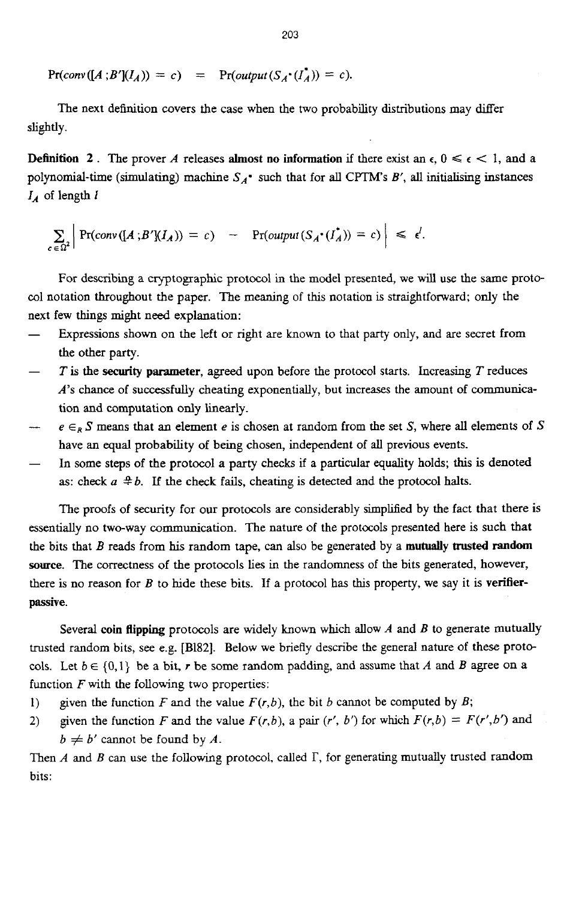$$Pr(conv([A\,;B'](I_A)) = c) \quad = \quad Pr(output(S_{A^*}(I_A^*)) = c).$$

The next definition covers the case when the two probability distributions may differ slightly.

**Definition 2** . The prover $A$ releases **almost no information** if there exist an $\epsilon$, $0 \leq \epsilon < 1$, and a polynomial-time (simulating) machine $S_{A^*}$ such that for all CPTM's $B'$, all initialising instances $I_A$ of length $l$

$$\sum_{c \in \Omega^2} \left| Pr(conv([A\,;B'](I_A)) = c) \; - \; Pr(output(S_{A^*}(I_A^*)) = c) \right| \leq \epsilon^l.$$

For describing a cryptographic protocol in the model presented, we will use the same protocol notation throughout the paper. The meaning of this notation is straightforward; only the next few things might need explanation:

- Expressions shown on the left or right are known to that party only, and are secret from the other party.
- $T$ is the **security parameter**, agreed upon before the protocol starts. Increasing $T$ reduces $A$'s chance of successfully cheating exponentially, but increases the amount of communication and computation only linearly.
- $e \in_R S$ means that an element $e$ is chosen at random from the set $S$, where all elements of $S$ have an equal probability of being chosen, independent of all previous events.
- In some steps of the protocol a party checks if a particular equality holds; this is denoted as: check $a \stackrel{?}{=} b$. If the check fails, cheating is detected and the protocol halts.

The proofs of security for our protocols are considerably simplified by the fact that there is essentially no two-way communication. The nature of the protocols presented here is such that the bits that $B$ reads from his random tape, can also be generated by a **mutually trusted random source**. The correctness of the protocols lies in the randomness of the bits generated, however, there is no reason for $B$ to hide these bits. If a protocol has this property, we say it is **verifier-passive**.

Several **coin flipping** protocols are widely known which allow $A$ and $B$ to generate mutually trusted random bits, see e.g. [Bl82]. Below we briefly describe the general nature of these protocols. Let $b \in \{0,1\}$ be a bit, $r$ be some random padding, and assume that $A$ and $B$ agree on a function $F$ with the following two properties:

1) given the function $F$ and the value $F(r,b)$, the bit $b$ cannot be computed by $B$;
2) given the function $F$ and the value $F(r,b)$, a pair $(r', b')$ for which $F(r,b) = F(r',b')$ and $b \neq b'$ cannot be found by $A$.

Then $A$ and $B$ can use the following protocol, called $\Gamma$, for generating mutually trusted random bits: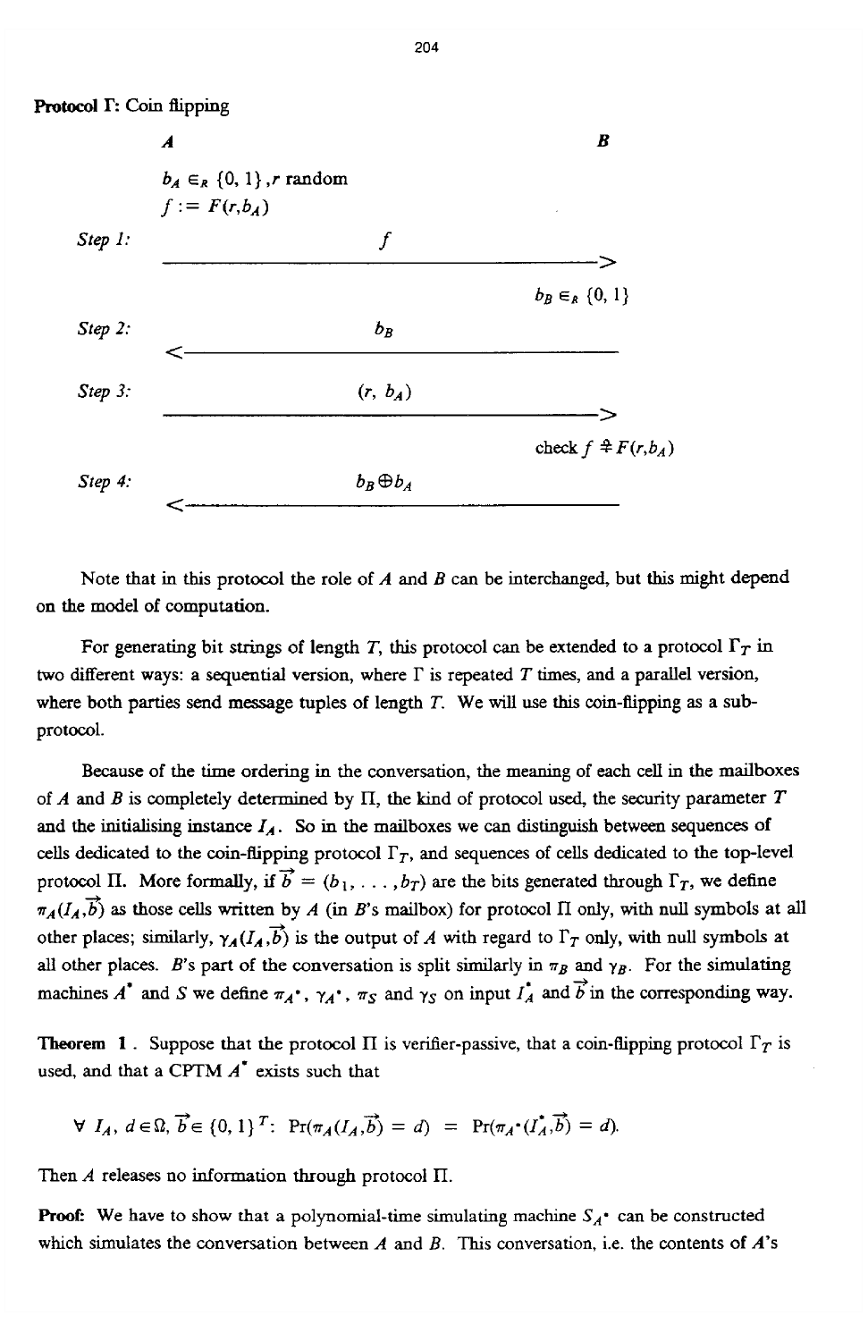**Protocol Γ:** Coin flipping

| | *A* | | *B* |
|---|---|---|---|
| | $b_A \in_R \{0, 1\}$, $r$ random | | |
| | $f := F(r, b_A)$ | | |
| *Step 1:* | | $f$ ——————————> | |
| | | | $b_B \in_R \{0, 1\}$ |
| *Step 2:* | | <—————————— $b_B$ | |
| *Step 3:* | | $(r, b_A)$ ——————————> | |
| | | | check $f \stackrel{?}{=} F(r, b_A)$ |
| *Step 4:* | | <—————————— $b_B \oplus b_A$ | |

Note that in this protocol the role of $A$ and $B$ can be interchanged, but this might depend on the model of computation.

For generating bit strings of length $T$, this protocol can be extended to a protocol $\Gamma_T$ in two different ways: a sequential version, where $\Gamma$ is repeated $T$ times, and a parallel version, where both parties send message tuples of length $T$. We will use this coin-flipping as a sub-protocol.

Because of the time ordering in the conversation, the meaning of each cell in the mailboxes of $A$ and $B$ is completely determined by $\Pi$, the kind of protocol used, the security parameter $T$ and the initialising instance $I_A$. So in the mailboxes we can distinguish between sequences of cells dedicated to the coin-flipping protocol $\Gamma_T$, and sequences of cells dedicated to the top-level protocol $\Pi$. More formally, if $\vec{b} = (b_1, \ldots, b_T)$ are the bits generated through $\Gamma_T$, we define $\pi_A(I_A, \vec{b})$ as those cells written by $A$ (in $B$'s mailbox) for protocol $\Pi$ only, with null symbols at all other places; similarly, $\gamma_A(I_A, \vec{b})$ is the output of $A$ with regard to $\Gamma_T$ only, with null symbols at all other places. $B$'s part of the conversation is split similarly in $\pi_B$ and $\gamma_B$. For the simulating machines $A^*$ and $S$ we define $\pi_{A^*}$, $\gamma_{A^*}$, $\pi_S$ and $\gamma_S$ on input $I_A^*$ and $\vec{b}$ in the corresponding way.

**Theorem 1**. Suppose that the protocol $\Pi$ is verifier-passive, that a coin-flipping protocol $\Gamma_T$ is used, and that a CPTM $A^*$ exists such that

$$\forall\ I_A,\ d \in \Omega,\ \vec{b} \in \{0, 1\}^T\text{:}\ \ \Pr(\pi_A(I_A, \vec{b}) = d)\ =\ \Pr(\pi_{A^*}(I_A^*, \vec{b}) = d).$$

Then $A$ releases no information through protocol $\Pi$.

**Proof:** We have to show that a polynomial-time simulating machine $S_{A^*}$ can be constructed which simulates the conversation between $A$ and $B$. This conversation, i.e. the contents of $A$'s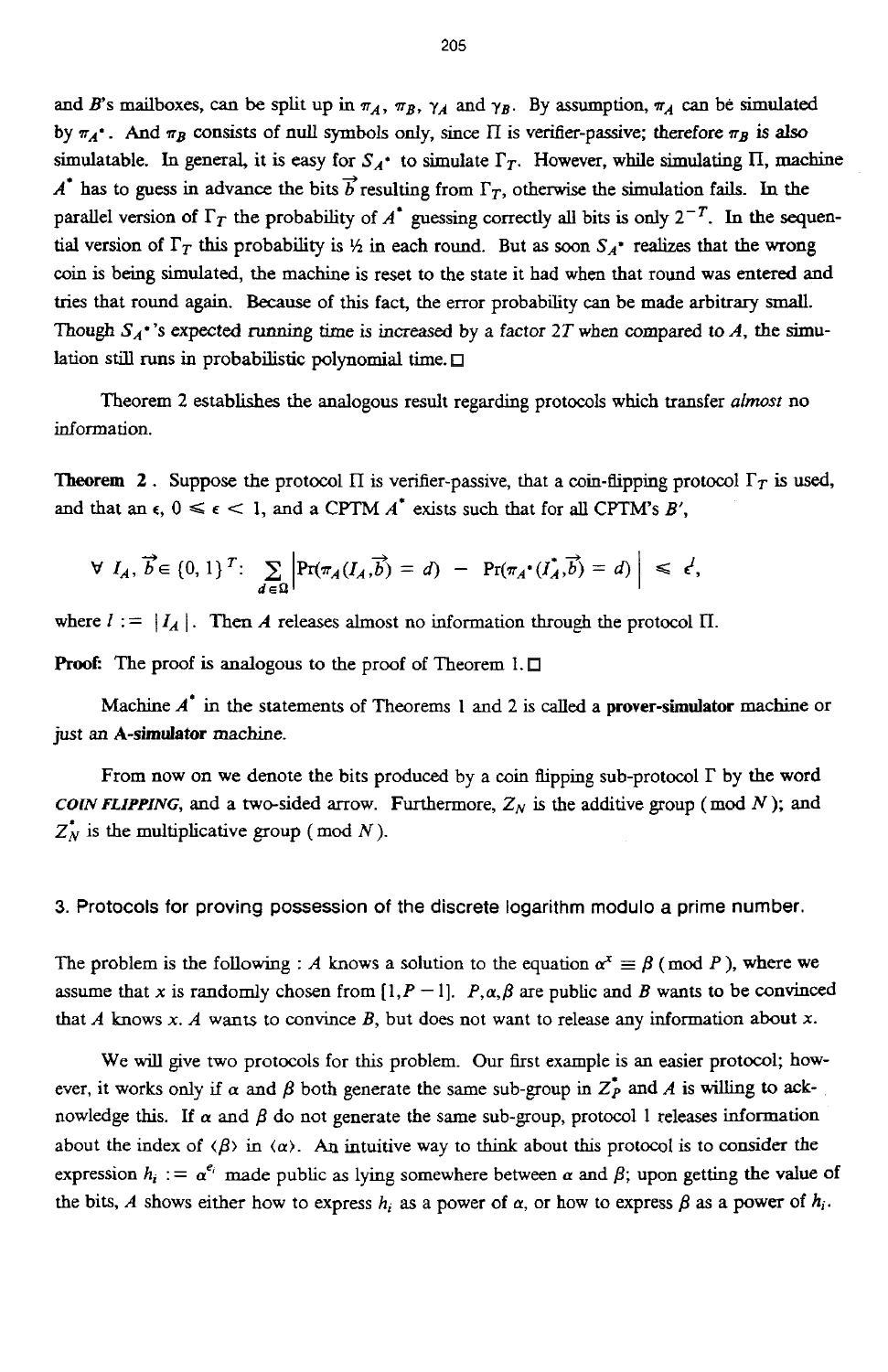and $B$'s mailboxes, can be split up in $\pi_A$, $\pi_B$, $\gamma_A$ and $\gamma_B$. By assumption, $\pi_A$ can be simulated by $\pi_{A^*}$. And $\pi_B$ consists of null symbols only, since $\Pi$ is verifier-passive; therefore $\pi_B$ is also simulatable. In general, it is easy for $S_{A^*}$ to simulate $\Gamma_T$. However, while simulating $\Pi$, machine $A^*$ has to guess in advance the bits $\vec{b}$ resulting from $\Gamma_T$, otherwise the simulation fails. In the parallel version of $\Gamma_T$ the probability of $A^*$ guessing correctly all bits is only $2^{-T}$. In the sequential version of $\Gamma_T$ this probability is ½ in each round. But as soon $S_{A^*}$ realizes that the wrong coin is being simulated, the machine is reset to the state it had when that round was entered and tries that round again. Because of this fact, the error probability can be made arbitrary small. Though $S_{A^*}$'s expected running time is increased by a factor $2T$ when compared to $A$, the simulation still runs in probabilistic polynomial time. □

Theorem 2 establishes the analogous result regarding protocols which transfer *almost* no information.

**Theorem 2**. Suppose the protocol $\Pi$ is verifier-passive, that a coin-flipping protocol $\Gamma_T$ is used, and that an $\epsilon$, $0 \leq \epsilon < 1$, and a CPTM $A^*$ exists such that for all CPTM's $B'$,

$$\forall\ I_A, \vec{b} \in \{0,1\}^T: \ \sum_{d \in \Omega} \left| \Pr(\pi_A(I_A, \vec{b}) = d) - \Pr(\pi_{A^*}(I_A^*, \vec{b}) = d) \right| \leq \epsilon^l,$$

where $l := |I_A|$. Then $A$ releases almost no information through the protocol $\Pi$.

**Proof:** The proof is analogous to the proof of Theorem 1. □

Machine $A^*$ in the statements of Theorems 1 and 2 is called a **prover-simulator** machine or just an **A-simulator** machine.

From now on we denote the bits produced by a coin flipping sub-protocol $\Gamma$ by the word *COIN FLIPPING*, and a two-sided arrow. Furthermore, $Z_N$ is the additive group (mod $N$); and $Z_N^*$ is the multiplicative group (mod $N$).

## 3. Protocols for proving possession of the discrete logarithm modulo a prime number.

The problem is the following : $A$ knows a solution to the equation $\alpha^x \equiv \beta \pmod{P}$, where we assume that $x$ is randomly chosen from $[1, P-1]$. $P, \alpha, \beta$ are public and $B$ wants to be convinced that $A$ knows $x$. $A$ wants to convince $B$, but does not want to release any information about $x$.

We will give two protocols for this problem. Our first example is an easier protocol; however, it works only if $\alpha$ and $\beta$ both generate the same sub-group in $Z_P^*$ and $A$ is willing to acknowledge this. If $\alpha$ and $\beta$ do not generate the same sub-group, protocol 1 releases information about the index of $\langle\beta\rangle$ in $\langle\alpha\rangle$. An intuitive way to think about this protocol is to consider the expression $h_i := \alpha^{e_i}$ made public as lying somewhere between $\alpha$ and $\beta$; upon getting the value of the bits, $A$ shows either how to express $h_i$ as a power of $\alpha$, or how to express $\beta$ as a power of $h_i$.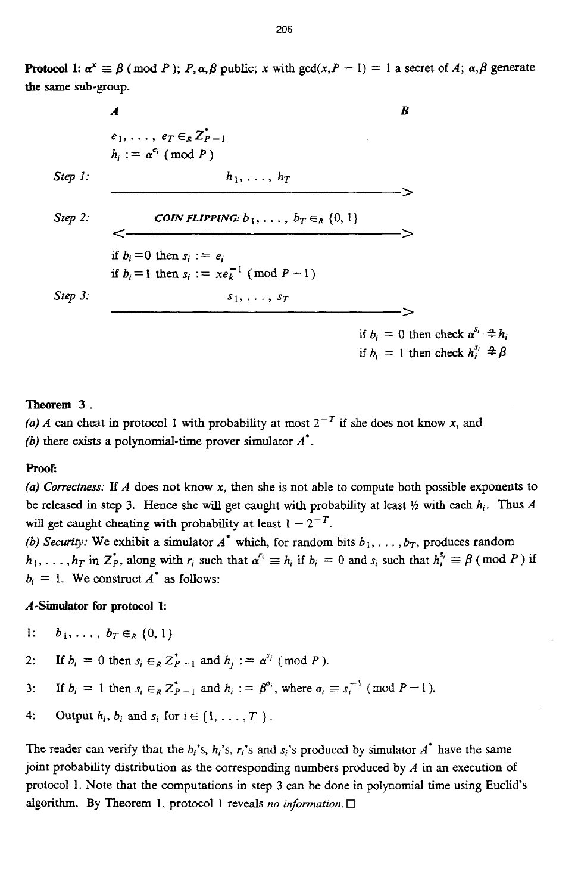**Protocol 1:** $\alpha^x \equiv \beta \pmod P$; $P, \alpha, \beta$ public; $x$ with $\gcd(x, P-1) = 1$ a secret of $A$; $\alpha, \beta$ generate the same sub-group.

| | A | | B |
|---|---|---|---|
| | $e_1, \ldots, e_T \in_R Z^*_{P-1}$ | | |
| | $h_i := \alpha^{e_i} \pmod P$ | | |
| *Step 1:* | $h_1, \ldots, h_T$ | $\longrightarrow$ | |
| *Step 2:* | *COIN FLIPPING:* $b_1, \ldots, b_T \in_R \{0, 1\}$ | $\longleftrightarrow$ | |
| | if $b_i = 0$ then $s_i := e_i$ | | |
| | if $b_i = 1$ then $s_i := xe_k^{-1} \pmod{P-1}$ | | |
| *Step 3:* | $s_1, \ldots, s_T$ | $\longrightarrow$ | |
| | | | if $b_i = 0$ then check $\alpha^{s_i} \stackrel{?}{=} h_i$ |
| | | | if $b_i = 1$ then check $h_i^{s_i} \stackrel{?}{=} \beta$ |

**Theorem 3 .**

*(a)* $A$ can cheat in protocol 1 with probability at most $2^{-T}$ if she does not know $x$, and

*(b)* there exists a polynomial-time prover simulator $A^*$.

**Proof:**

*(a) Correctness:* If $A$ does not know $x$, then she is not able to compute both possible exponents to be released in step 3. Hence she will get caught with probability at least ½ with each $h_i$. Thus $A$ will get caught cheating with probability at least $1 - 2^{-T}$.

*(b) Security:* We exhibit a simulator $A^*$ which, for random bits $b_1, \ldots, b_T$, produces random $h_1, \ldots, h_T$ in $Z^*_P$, along with $r_i$ such that $\alpha^{r_i} \equiv h_i$ if $b_i = 0$ and $s_i$ such that $h_i^{s_i} \equiv \beta \pmod P$ if $b_i = 1$. We construct $A^*$ as follows:

**$A$-Simulator for protocol 1:**

1: $b_1, \ldots, b_T \in_R \{0, 1\}$

2: If $b_i = 0$ then $s_i \in_R Z^*_{P-1}$ and $h_j := \alpha^{s_j} \pmod P$.

3: If $b_i = 1$ then $s_i \in_R Z^*_{P-1}$ and $h_i := \beta^{\sigma_i}$, where $\sigma_i \equiv s_i^{-1} \pmod{P-1}$.

4: Output $h_i$, $b_i$ and $s_i$ for $i \in \{1, \ldots, T\}$.

The reader can verify that the $b_i$'s, $h_i$'s, $r_i$'s and $s_i$'s produced by simulator $A^*$ have the same joint probability distribution as the corresponding numbers produced by $A$ in an execution of protocol 1. Note that the computations in step 3 can be done in polynomial time using Euclid's algorithm. By Theorem 1, protocol 1 reveals *no information*. □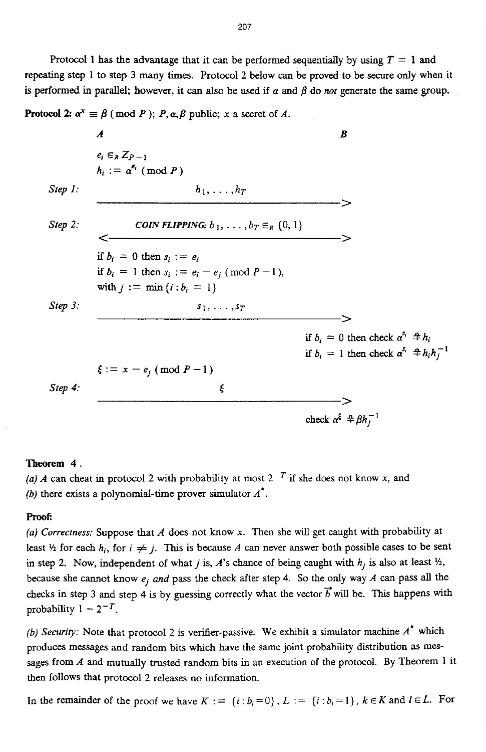Protocol 1 has the advantage that it can be performed sequentially by using $T = 1$ and repeating step 1 to step 3 many times. Protocol 2 below can be proved to be secure only when it is performed in parallel; however, it can also be used if $\alpha$ and $\beta$ do *not* generate the same group.

**Protocol 2:** $\alpha^x \equiv \beta \pmod P$; $P, \alpha, \beta$ public; $x$ a secret of $A$.

| | $A$ | | $B$ |
|---|---|---|---|
| | $e_i \in_R Z_{P-1}$ <br> $h_i := \alpha^{e_i} \pmod P$ | | |
| *Step 1:* | | $h_1, \ldots, h_T$ ——————> | |
| *Step 2:* | | <—— *COIN FLIPPING:* $b_1, \ldots, b_T \in_R \{0, 1\}$ ——> | |
| | if $b_i = 0$ then $s_i := e_i$ <br> if $b_i = 1$ then $s_i := e_i - e_j \pmod{P-1}$, <br> with $j := \min\{i : b_i = 1\}$ | | |
| *Step 3:* | | $s_1, \ldots, s_T$ ——————> | |
| | | | if $b_i = 0$ then check $\alpha^{s_i} \stackrel{?}{=} h_i$ <br> if $b_i = 1$ then check $\alpha^{s_i} \stackrel{?}{=} h_i h_j^{-1}$ |
| | $\xi := x - e_j \pmod{P-1}$ | | |
| *Step 4:* | | $\xi$ ——————> | |
| | | | check $\alpha^{\xi} \stackrel{?}{=} \beta h_j^{-1}$ |

**Theorem 4 .**
*(a)* $A$ can cheat in protocol 2 with probability at most $2^{-T}$ if she does not know $x$, and
*(b)* there exists a polynomial-time prover simulator $A^*$.

**Proof:**
*(a) Correctness:* Suppose that $A$ does not know $x$. Then she will get caught with probability at least ½ for each $h_i$, for $i \neq j$. This is because $A$ can never answer both possible cases to be sent in step 2. Now, independent of what $j$ is, $A$'s chance of being caught with $h_j$ is also at least ½, because she cannot know $e_j$ *and* pass the check after step 4. So the only way $A$ can pass all the checks in step 3 and step 4 is by guessing correctly what the vector $\vec{b}$ will be. This happens with probability $1 - 2^{-T}$.

*(b) Security:* Note that protocol 2 is verifier-passive. We exhibit a simulator machine $A^*$ which produces messages and random bits which have the same joint probability distribution as messages from $A$ and mutually trusted random bits in an execution of the protocol. By Theorem 1 it then follows that protocol 2 releases no information.

In the remainder of the proof we have $K := \{i : b_i = 0\}$, $L := \{i : b_i = 1\}$, $k \in K$ and $l \in L$. For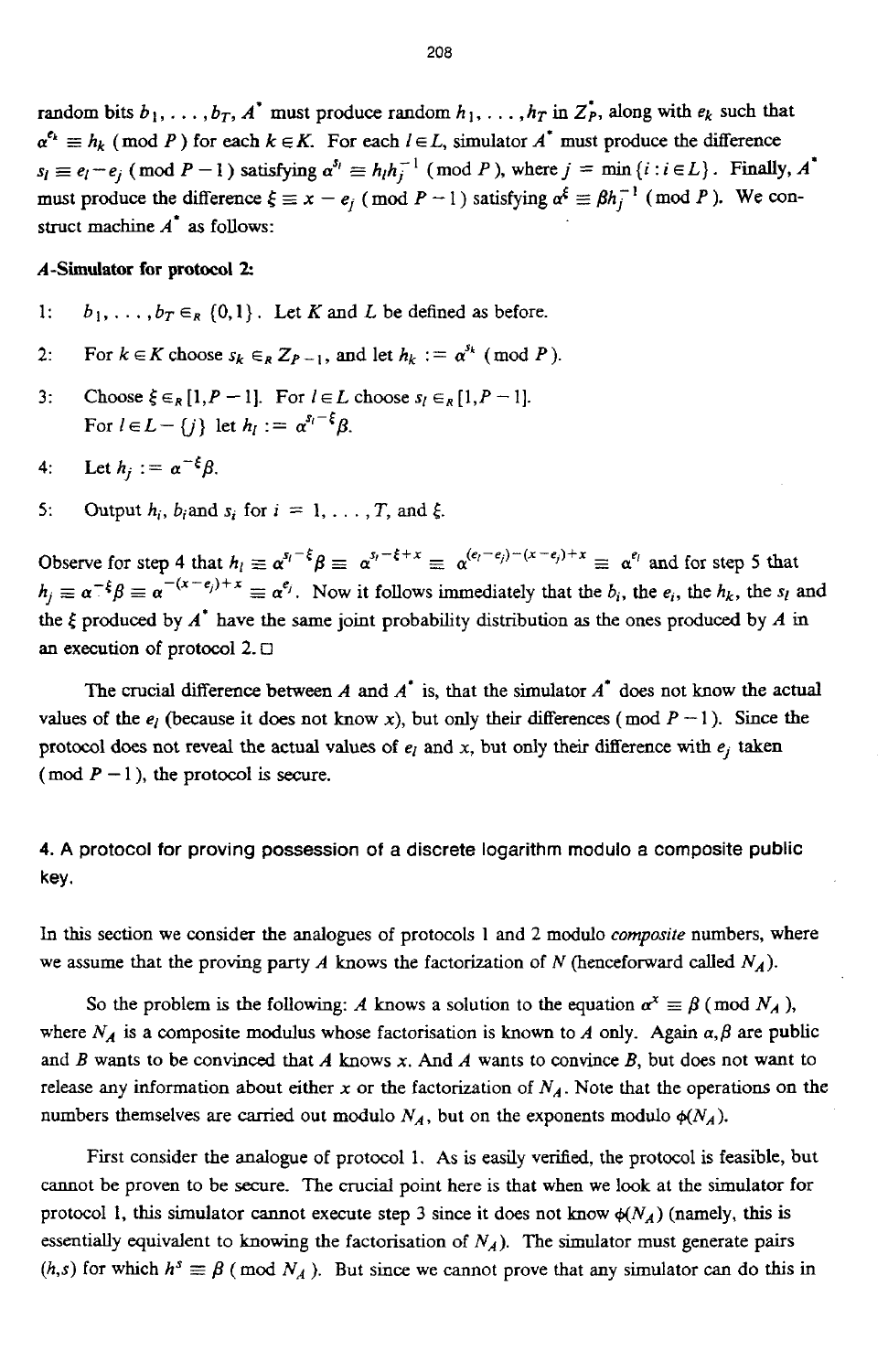random bits $b_1, \ldots, b_T$, $A^*$ must produce random $h_1, \ldots, h_T$ in $Z_P^*$, along with $e_k$ such that $\alpha^{e_k} \equiv h_k \pmod{P}$ for each $k \in K$. For each $l \in L$, simulator $A^*$ must produce the difference $s_l \equiv e_l - e_j \pmod{P-1}$ satisfying $\alpha^{s_l} \equiv h_l h_j^{-1} \pmod{P}$, where $j = \min\{i : i \in L\}$. Finally, $A^*$ must produce the difference $\xi \equiv x - e_j \pmod{P-1}$ satisfying $\alpha^{\xi} \equiv \beta h_j^{-1} \pmod{P}$. We construct machine $A^*$ as follows:

**$A$-Simulator for protocol 2:**

1: $b_1, \ldots, b_T \in_R \{0,1\}$. Let $K$ and $L$ be defined as before.

2: For $k \in K$ choose $s_k \in_R Z_{P-1}$, and let $h_k := \alpha^{s_k} \pmod{P}$.

3: Choose $\xi \in_R [1, P-1]$. For $l \in L$ choose $s_l \in_R [1, P-1]$.
For $l \in L - \{j\}$ let $h_l := \alpha^{s_l - \xi}\beta$.

4: Let $h_j := \alpha^{-\xi}\beta$.

5: Output $h_i$, $b_i$ and $s_i$ for $i = 1, \ldots, T$, and $\xi$.

Observe for step 4 that $h_l \equiv \alpha^{s_l - \xi}\beta \equiv \alpha^{s_l - \xi + x} \equiv \alpha^{(e_l - e_j) - (x - e_j) + x} \equiv \alpha^{e_l}$ and for step 5 that $h_j \equiv \alpha^{-\xi}\beta \equiv \alpha^{-(x - e_j) + x} \equiv \alpha^{e_j}$. Now it follows immediately that the $b_i$, the $e_i$, the $h_k$, the $s_l$ and the $\xi$ produced by $A^*$ have the same joint probability distribution as the ones produced by $A$ in an execution of protocol 2. □

The crucial difference between $A$ and $A^*$ is, that the simulator $A^*$ does not know the actual values of the $e_l$ (because it does not know $x$), but only their differences $(\bmod\ P-1)$. Since the protocol does not reveal the actual values of $e_l$ and $x$, but only their difference with $e_j$ taken $(\bmod\ P-1)$, the protocol is secure.

## 4. A protocol for proving possession of a discrete logarithm modulo a composite public key.

In this section we consider the analogues of protocols 1 and 2 modulo *composite* numbers, where we assume that the proving party $A$ knows the factorization of $N$ (henceforward called $N_A$).

So the problem is the following: $A$ knows a solution to the equation $\alpha^x \equiv \beta \pmod{N_A}$, where $N_A$ is a composite modulus whose factorisation is known to $A$ only. Again $\alpha, \beta$ are public and $B$ wants to be convinced that $A$ knows $x$. And $A$ wants to convince $B$, but does not want to release any information about either $x$ or the factorization of $N_A$. Note that the operations on the numbers themselves are carried out modulo $N_A$, but on the exponents modulo $\phi(N_A)$.

First consider the analogue of protocol 1. As is easily verified, the protocol is feasible, but cannot be proven to be secure. The crucial point here is that when we look at the simulator for protocol 1, this simulator cannot execute step 3 since it does not know $\phi(N_A)$ (namely, this is essentially equivalent to knowing the factorisation of $N_A$). The simulator must generate pairs $(h,s)$ for which $h^s \equiv \beta \pmod{N_A}$. But since we cannot prove that any simulator can do this in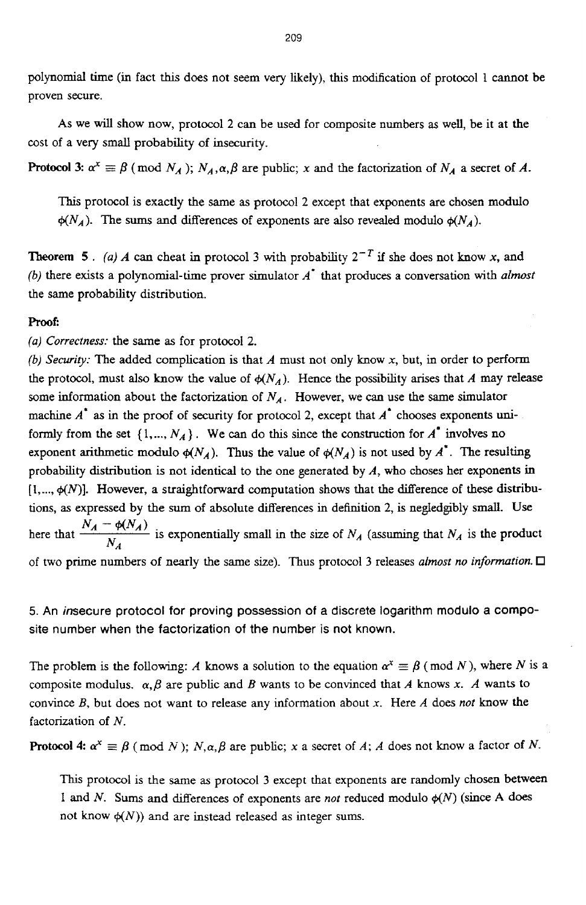polynomial time (in fact this does not seem very likely), this modification of protocol 1 cannot be proven secure.

As we will show now, protocol 2 can be used for composite numbers as well, be it at the cost of a very small probability of insecurity.

**Protocol 3:** $\alpha^x \equiv \beta \pmod{N_A}$; $N_A, \alpha, \beta$ are public; $x$ and the factorization of $N_A$ a secret of $A$.

This protocol is exactly the same as protocol 2 except that exponents are chosen modulo $\phi(N_A)$. The sums and differences of exponents are also revealed modulo $\phi(N_A)$.

**Theorem 5**. *(a)* $A$ *can cheat in protocol 3 with probability* $2^{-T}$ *if she does not know* $x$, *and (b) there exists a polynomial-time prover simulator* $A^*$ *that produces a conversation with almost the same probability distribution.*

**Proof:**

*(a) Correctness:* the same as for protocol 2.

*(b) Security:* The added complication is that $A$ must not only know $x$, but, in order to perform the protocol, must also know the value of $\phi(N_A)$. Hence the possibility arises that $A$ may release some information about the factorization of $N_A$. However, we can use the same simulator machine $A^*$ as in the proof of security for protocol 2, except that $A^*$ chooses exponents uniformly from the set $\{1, ..., N_A\}$. We can do this since the construction for $A^*$ involves no exponent arithmetic modulo $\phi(N_A)$. Thus the value of $\phi(N_A)$ is not used by $A^*$. The resulting probability distribution is not identical to the one generated by $A$, who choses her exponents in $[1, ..., \phi(N)]$. However, a straightforward computation shows that the difference of these distributions, as expressed by the sum of absolute differences in definition 2, is negledgibly small. Use here that $\frac{N_A - \phi(N_A)}{N_A}$ is exponentially small in the size of $N_A$ (assuming that $N_A$ is the product of two prime numbers of nearly the same size). Thus protocol 3 releases *almost no information.* □

## 5. An *in*secure protocol for proving possession of a discrete logarithm modulo a composite number when the factorization of the number is not known.

The problem is the following: $A$ knows a solution to the equation $\alpha^x \equiv \beta \pmod{N}$, where $N$ is a composite modulus. $\alpha, \beta$ are public and $B$ wants to be convinced that $A$ knows $x$. $A$ wants to convince $B$, but does not want to release any information about $x$. Here $A$ does *not* know the factorization of $N$.

**Protocol 4:** $\alpha^x \equiv \beta \pmod{N}$; $N, \alpha, \beta$ are public; $x$ a secret of $A$; $A$ does not know a factor of $N$.

This protocol is the same as protocol 3 except that exponents are randomly chosen between 1 and $N$. Sums and differences of exponents are *not* reduced modulo $\phi(N)$ (since A does not know $\phi(N)$) and are instead released as integer sums.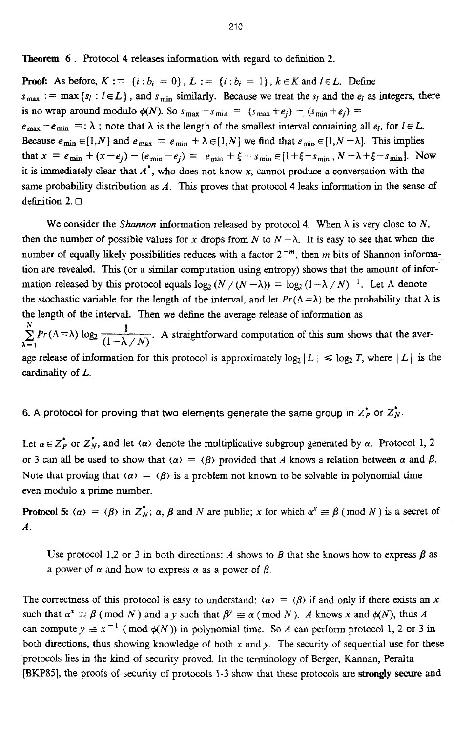**Theorem 6.** Protocol 4 releases information with regard to definition 2.

**Proof:** As before, $K := \{i : b_i = 0\}$, $L := \{i : b_i = 1\}$, $k \in K$ and $l \in L$. Define $s_{max} := \max\{s_l : l \in L\}$, and $s_{min}$ similarly. Because we treat the $s_l$ and the $e_l$ as integers, there is no wrap around modulo $\phi(N)$. So $s_{max} - s_{min} = (s_{max} + e_j) - (s_{min} + e_j) = e_{max} - e_{min} =: \lambda$ ; note that $\lambda$ is the length of the smallest interval containing all $e_l$, for $l \in L$. Because $e_{min} \in [1,N]$ and $e_{max} = e_{min} + \lambda \in [1,N]$ we find that $e_{min} \in [1, N - \lambda]$. This implies that $x = e_{min} + (x - e_j) - (e_{min} - e_j) = e_{min} + \xi - s_{min} \in [1 + \xi - s_{min}, N - \lambda + \xi - s_{min}]$. Now it is immediately clear that $A^*$, who does not know $x$, cannot produce a conversation with the same probability distribution as $A$. This proves that protocol 4 leaks information in the sense of definition 2. □

We consider the *Shannon* information released by protocol 4. When $\lambda$ is very close to $N$, then the number of possible values for $x$ drops from $N$ to $N - \lambda$. It is easy to see that when the number of equally likely possibilities reduces with a factor $2^{-m}$, then $m$ bits of Shannon information are revealed. This (or a similar computation using entropy) shows that the amount of information released by this protocol equals $\log_2(N/(N-\lambda)) = \log_2(1 - \lambda/N)^{-1}$. Let $\Lambda$ denote the stochastic variable for the length of the interval, and let $Pr(\Lambda = \lambda)$ be the probability that $\lambda$ is the length of the interval. Then we define the average release of information as $\sum_{\lambda=1}^{N} Pr(\Lambda = \lambda) \log_2 \frac{1}{(1 - \lambda/N)}$. A straightforward computation of this sum shows that the average release of information for this protocol is approximately $\log_2 |L| \leq \log_2 T$, where $|L|$ is the cardinality of $L$.

## 6. A protocol for proving that two elements generate the same group in $Z_P^*$ or $Z_N^*$.

Let $\alpha \in Z_P^*$ or $Z_N^*$, and let $\langle\alpha\rangle$ denote the multiplicative subgroup generated by $\alpha$. Protocol 1, 2 or 3 can all be used to show that $\langle\alpha\rangle = \langle\beta\rangle$ provided that $A$ knows a relation between $\alpha$ and $\beta$. Note that proving that $\langle\alpha\rangle = \langle\beta\rangle$ is a problem not known to be solvable in polynomial time even modulo a prime number.

**Protocol 5:** $\langle\alpha\rangle = \langle\beta\rangle$ in $Z_N^*$; $\alpha$, $\beta$ and $N$ are public; $x$ for which $\alpha^x \equiv \beta \pmod{N}$ is a secret of $A$.

> Use protocol 1,2 or 3 in both directions: $A$ shows to $B$ that she knows how to express $\beta$ as a power of $\alpha$ and how to express $\alpha$ as a power of $\beta$.

The correctness of this protocol is easy to understand: $\langle\alpha\rangle = \langle\beta\rangle$ if and only if there exists an $x$ such that $\alpha^x \equiv \beta \pmod{N}$ and a $y$ such that $\beta^y \equiv \alpha \pmod{N}$. $A$ knows $x$ and $\phi(N)$, thus $A$ can compute $y \equiv x^{-1} \pmod{\phi(N)}$ in polynomial time. So $A$ can perform protocol 1, 2 or 3 in both directions, thus showing knowledge of both $x$ and $y$. The security of sequential use for these protocols lies in the kind of security proved. In the terminology of Berger, Kannan, Peralta [BKP85], the proofs of security of protocols 1-3 show that these protocols are **strongly secure** and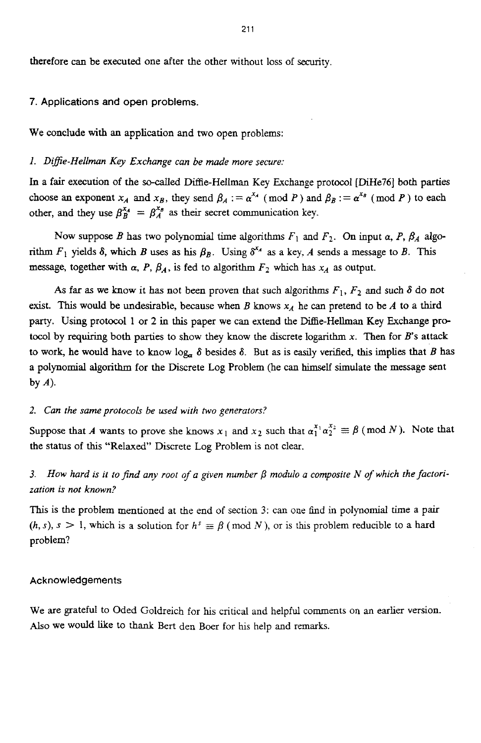therefore can be executed one after the other without loss of security.

## 7. Applications and open problems.

We conclude with an application and two open problems:

*1. Diffie-Hellman Key Exchange can be made more secure:*

In a fair execution of the so-called Diffie-Hellman Key Exchange protocol [DiHe76] both parties choose an exponent $x_A$ and $x_B$, they send $\beta_A := \alpha^{x_A} \pmod P$ and $\beta_B := \alpha^{x_B} \pmod P$ to each other, and they use $\beta_B^{x_A} = \beta_A^{x_B}$ as their secret communication key.

Now suppose $B$ has two polynomial time algorithms $F_1$ and $F_2$. On input $\alpha$, $P$, $\beta_A$ algorithm $F_1$ yields $\delta$, which $B$ uses as his $\beta_B$. Using $\delta^{x_A}$ as a key, $A$ sends a message to $B$. This message, together with $\alpha$, $P$, $\beta_A$, is fed to algorithm $F_2$ which has $x_A$ as output.

As far as we know it has not been proven that such algorithms $F_1$, $F_2$ and such $\delta$ do not exist. This would be undesirable, because when $B$ knows $x_A$ he can pretend to be $A$ to a third party. Using protocol 1 or 2 in this paper we can extend the Diffie-Hellman Key Exchange protocol by requiring both parties to show they know the discrete logarithm $x$. Then for $B$'s attack to work, he would have to know $\log_\alpha \delta$ besides $\delta$. But as is easily verified, this implies that $B$ has a polynomial algorithm for the Discrete Log Problem (he can himself simulate the message sent by $A$).

*2. Can the same protocols be used with two generators?*

Suppose that $A$ wants to prove she knows $x_1$ and $x_2$ such that $\alpha_1^{x_1}\alpha_2^{x_2} \equiv \beta \pmod N$. Note that the status of this "Relaxed" Discrete Log Problem is not clear.

*3. How hard is it to find any root of a given number $\beta$ modulo a composite $N$ of which the factorization is not known?*

This is the problem mentioned at the end of section 3: can one find in polynomial time a pair $(h, s)$, $s > 1$, which is a solution for $h^s \equiv \beta \pmod N$, or is this problem reducible to a hard problem?

### Acknowledgements

We are grateful to Oded Goldreich for his critical and helpful comments on an earlier version. Also we would like to thank Bert den Boer for his help and remarks.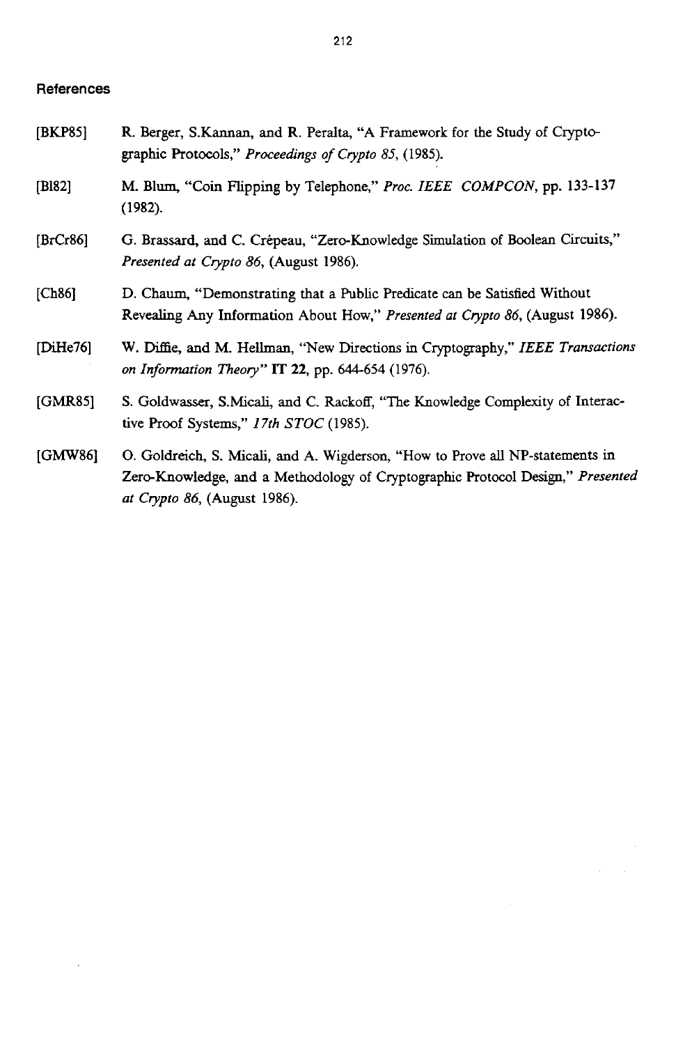## References

[BKP85] R. Berger, S.Kannan, and R. Peralta, "A Framework for the Study of Cryptographic Protocols," *Proceedings of Crypto 85*, (1985).

[Bl82] M. Blum, "Coin Flipping by Telephone," *Proc. IEEE COMPCON*, pp. 133-137 (1982).

[BrCr86] G. Brassard, and C. Crépeau, "Zero-Knowledge Simulation of Boolean Circuits," *Presented at Crypto 86*, (August 1986).

[Ch86] D. Chaum, "Demonstrating that a Public Predicate can be Satisfied Without Revealing Any Information About How," *Presented at Crypto 86*, (August 1986).

[DiHe76] W. Diffie, and M. Hellman, "New Directions in Cryptography," *IEEE Transactions on Information Theory*" **IT 22**, pp. 644-654 (1976).

[GMR85] S. Goldwasser, S.Micali, and C. Rackoff, "The Knowledge Complexity of Interactive Proof Systems," *17th STOC* (1985).

[GMW86] O. Goldreich, S. Micali, and A. Wigderson, "How to Prove all NP-statements in Zero-Knowledge, and a Methodology of Cryptographic Protocol Design," *Presented at Crypto 86*, (August 1986).